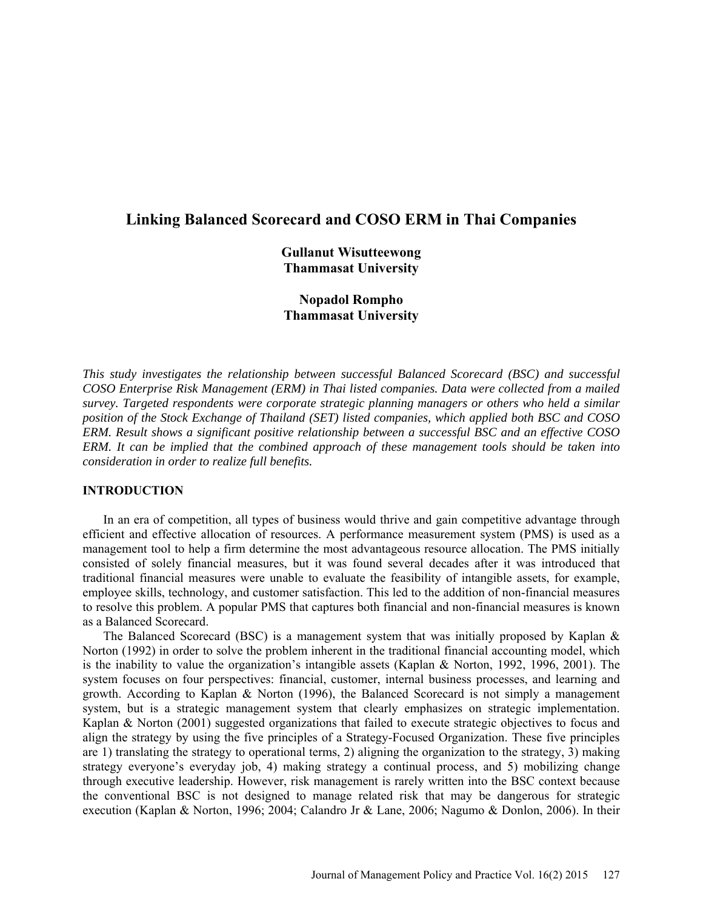# Linking Balanced Scorecard and COSO ERM in Thai Companies

**Gullanut Wisutteewong**
**Thammasat University**

**Nopadol Rompho**
**Thammasat University**

*This study investigates the relationship between successful Balanced Scorecard (BSC) and successful COSO Enterprise Risk Management (ERM) in Thai listed companies. Data were collected from a mailed survey. Targeted respondents were corporate strategic planning managers or others who held a similar position of the Stock Exchange of Thailand (SET) listed companies, which applied both BSC and COSO ERM. Result shows a significant positive relationship between a successful BSC and an effective COSO ERM. It can be implied that the combined approach of these management tools should be taken into consideration in order to realize full benefits.*

## INTRODUCTION

In an era of competition, all types of business would thrive and gain competitive advantage through efficient and effective allocation of resources. A performance measurement system (PMS) is used as a management tool to help a firm determine the most advantageous resource allocation. The PMS initially consisted of solely financial measures, but it was found several decades after it was introduced that traditional financial measures were unable to evaluate the feasibility of intangible assets, for example, employee skills, technology, and customer satisfaction. This led to the addition of non-financial measures to resolve this problem. A popular PMS that captures both financial and non-financial measures is known as a Balanced Scorecard.

The Balanced Scorecard (BSC) is a management system that was initially proposed by Kaplan & Norton (1992) in order to solve the problem inherent in the traditional financial accounting model, which is the inability to value the organization's intangible assets (Kaplan & Norton, 1992, 1996, 2001). The system focuses on four perspectives: financial, customer, internal business processes, and learning and growth. According to Kaplan & Norton (1996), the Balanced Scorecard is not simply a management system, but is a strategic management system that clearly emphasizes on strategic implementation. Kaplan & Norton (2001) suggested organizations that failed to execute strategic objectives to focus and align the strategy by using the five principles of a Strategy-Focused Organization. These five principles are 1) translating the strategy to operational terms, 2) aligning the organization to the strategy, 3) making strategy everyone's everyday job, 4) making strategy a continual process, and 5) mobilizing change through executive leadership. However, risk management is rarely written into the BSC context because the conventional BSC is not designed to manage related risk that may be dangerous for strategic execution (Kaplan & Norton, 1996; 2004; Calandro Jr & Lane, 2006; Nagumo & Donlon, 2006). In their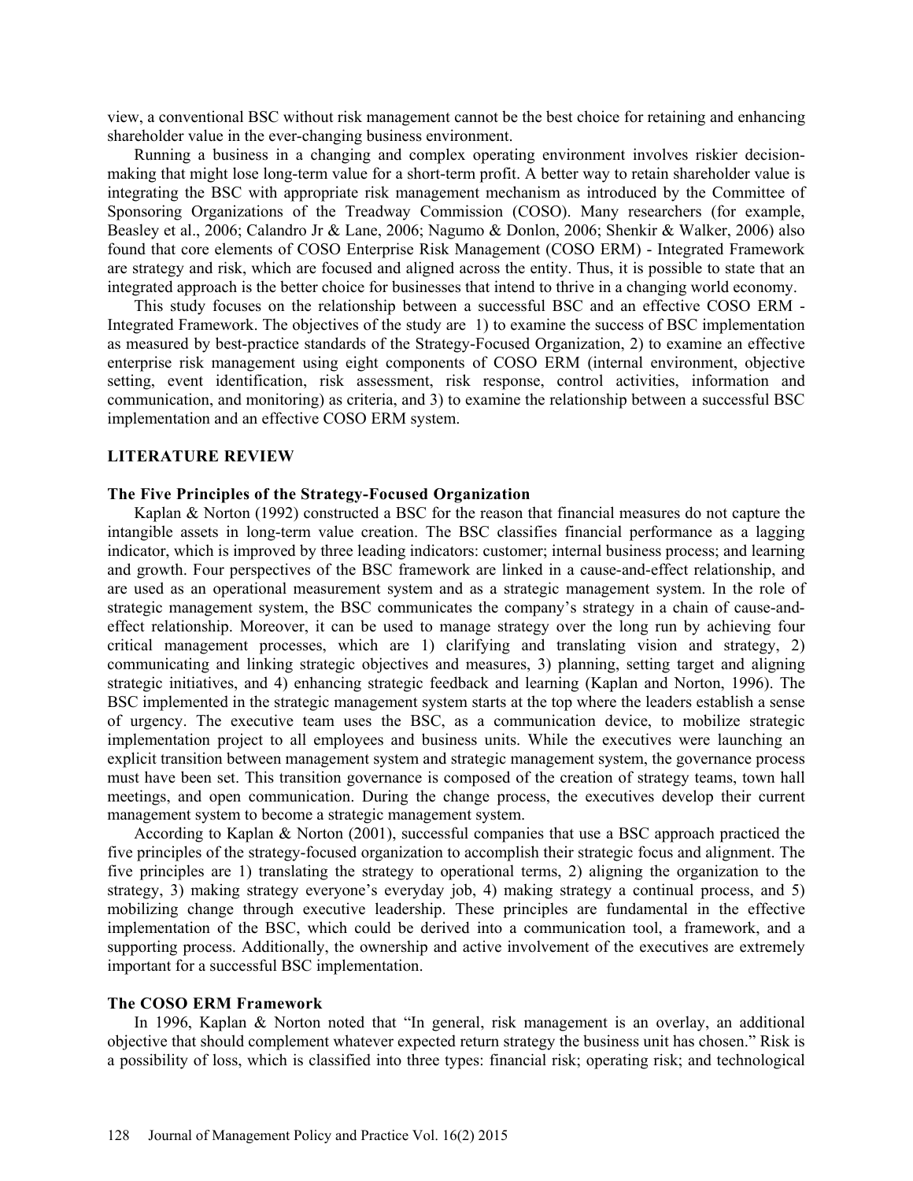view, a conventional BSC without risk management cannot be the best choice for retaining and enhancing shareholder value in the ever-changing business environment.

Running a business in a changing and complex operating environment involves riskier decision-making that might lose long-term value for a short-term profit. A better way to retain shareholder value is integrating the BSC with appropriate risk management mechanism as introduced by the Committee of Sponsoring Organizations of the Treadway Commission (COSO). Many researchers (for example, Beasley et al., 2006; Calandro Jr & Lane, 2006; Nagumo & Donlon, 2006; Shenkir & Walker, 2006) also found that core elements of COSO Enterprise Risk Management (COSO ERM) - Integrated Framework are strategy and risk, which are focused and aligned across the entity. Thus, it is possible to state that an integrated approach is the better choice for businesses that intend to thrive in a changing world economy.

This study focuses on the relationship between a successful BSC and an effective COSO ERM - Integrated Framework. The objectives of the study are 1) to examine the success of BSC implementation as measured by best-practice standards of the Strategy-Focused Organization, 2) to examine an effective enterprise risk management using eight components of COSO ERM (internal environment, objective setting, event identification, risk assessment, risk response, control activities, information and communication, and monitoring) as criteria, and 3) to examine the relationship between a successful BSC implementation and an effective COSO ERM system.

## LITERATURE REVIEW

### The Five Principles of the Strategy-Focused Organization

Kaplan & Norton (1992) constructed a BSC for the reason that financial measures do not capture the intangible assets in long-term value creation. The BSC classifies financial performance as a lagging indicator, which is improved by three leading indicators: customer; internal business process; and learning and growth. Four perspectives of the BSC framework are linked in a cause-and-effect relationship, and are used as an operational measurement system and as a strategic management system. In the role of strategic management system, the BSC communicates the company's strategy in a chain of cause-and-effect relationship. Moreover, it can be used to manage strategy over the long run by achieving four critical management processes, which are 1) clarifying and translating vision and strategy, 2) communicating and linking strategic objectives and measures, 3) planning, setting target and aligning strategic initiatives, and 4) enhancing strategic feedback and learning (Kaplan and Norton, 1996). The BSC implemented in the strategic management system starts at the top where the leaders establish a sense of urgency. The executive team uses the BSC, as a communication device, to mobilize strategic implementation project to all employees and business units. While the executives were launching an explicit transition between management system and strategic management system, the governance process must have been set. This transition governance is composed of the creation of strategy teams, town hall meetings, and open communication. During the change process, the executives develop their current management system to become a strategic management system.

According to Kaplan & Norton (2001), successful companies that use a BSC approach practiced the five principles of the strategy-focused organization to accomplish their strategic focus and alignment. The five principles are 1) translating the strategy to operational terms, 2) aligning the organization to the strategy, 3) making strategy everyone's everyday job, 4) making strategy a continual process, and 5) mobilizing change through executive leadership. These principles are fundamental in the effective implementation of the BSC, which could be derived into a communication tool, a framework, and a supporting process. Additionally, the ownership and active involvement of the executives are extremely important for a successful BSC implementation.

### The COSO ERM Framework

In 1996, Kaplan & Norton noted that "In general, risk management is an overlay, an additional objective that should complement whatever expected return strategy the business unit has chosen." Risk is a possibility of loss, which is classified into three types: financial risk; operating risk; and technological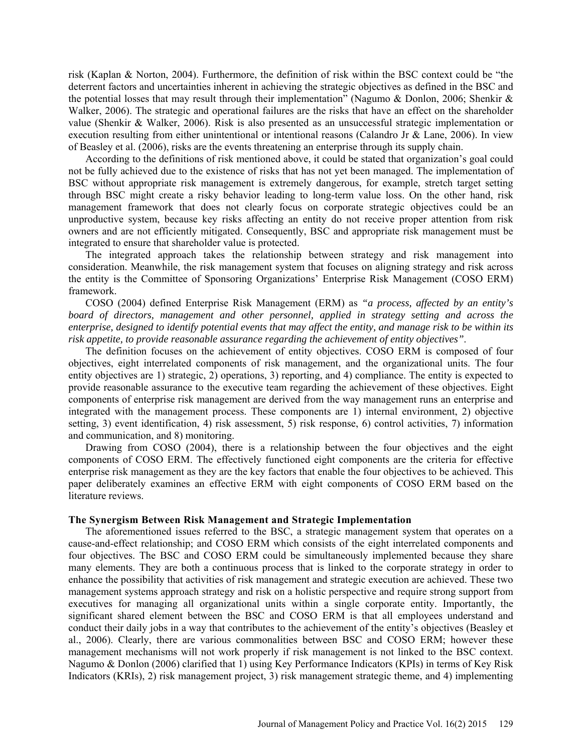risk (Kaplan & Norton, 2004). Furthermore, the definition of risk within the BSC context could be "the deterrent factors and uncertainties inherent in achieving the strategic objectives as defined in the BSC and the potential losses that may result through their implementation" (Nagumo & Donlon, 2006; Shenkir & Walker, 2006). The strategic and operational failures are the risks that have an effect on the shareholder value (Shenkir & Walker, 2006). Risk is also presented as an unsuccessful strategic implementation or execution resulting from either unintentional or intentional reasons (Calandro Jr & Lane, 2006). In view of Beasley et al. (2006), risks are the events threatening an enterprise through its supply chain.

According to the definitions of risk mentioned above, it could be stated that organization's goal could not be fully achieved due to the existence of risks that has not yet been managed. The implementation of BSC without appropriate risk management is extremely dangerous, for example, stretch target setting through BSC might create a risky behavior leading to long-term value loss. On the other hand, risk management framework that does not clearly focus on corporate strategic objectives could be an unproductive system, because key risks affecting an entity do not receive proper attention from risk owners and are not efficiently mitigated. Consequently, BSC and appropriate risk management must be integrated to ensure that shareholder value is protected.

The integrated approach takes the relationship between strategy and risk management into consideration. Meanwhile, the risk management system that focuses on aligning strategy and risk across the entity is the Committee of Sponsoring Organizations' Enterprise Risk Management (COSO ERM) framework.

COSO (2004) defined Enterprise Risk Management (ERM) as *"a process, affected by an entity's board of directors, management and other personnel, applied in strategy setting and across the enterprise, designed to identify potential events that may affect the entity, and manage risk to be within its risk appetite, to provide reasonable assurance regarding the achievement of entity objectives"*.

The definition focuses on the achievement of entity objectives. COSO ERM is composed of four objectives, eight interrelated components of risk management, and the organizational units. The four entity objectives are 1) strategic, 2) operations, 3) reporting, and 4) compliance. The entity is expected to provide reasonable assurance to the executive team regarding the achievement of these objectives. Eight components of enterprise risk management are derived from the way management runs an enterprise and integrated with the management process. These components are 1) internal environment, 2) objective setting, 3) event identification, 4) risk assessment, 5) risk response, 6) control activities, 7) information and communication, and 8) monitoring.

Drawing from COSO (2004), there is a relationship between the four objectives and the eight components of COSO ERM. The effectively functioned eight components are the criteria for effective enterprise risk management as they are the key factors that enable the four objectives to be achieved. This paper deliberately examines an effective ERM with eight components of COSO ERM based on the literature reviews.

### The Synergism Between Risk Management and Strategic Implementation

The aforementioned issues referred to the BSC, a strategic management system that operates on a cause-and-effect relationship; and COSO ERM which consists of the eight interrelated components and four objectives. The BSC and COSO ERM could be simultaneously implemented because they share many elements. They are both a continuous process that is linked to the corporate strategy in order to enhance the possibility that activities of risk management and strategic execution are achieved. These two management systems approach strategy and risk on a holistic perspective and require strong support from executives for managing all organizational units within a single corporate entity. Importantly, the significant shared element between the BSC and COSO ERM is that all employees understand and conduct their daily jobs in a way that contributes to the achievement of the entity's objectives (Beasley et al., 2006). Clearly, there are various commonalities between BSC and COSO ERM; however these management mechanisms will not work properly if risk management is not linked to the BSC context. Nagumo & Donlon (2006) clarified that 1) using Key Performance Indicators (KPIs) in terms of Key Risk Indicators (KRIs), 2) risk management project, 3) risk management strategic theme, and 4) implementing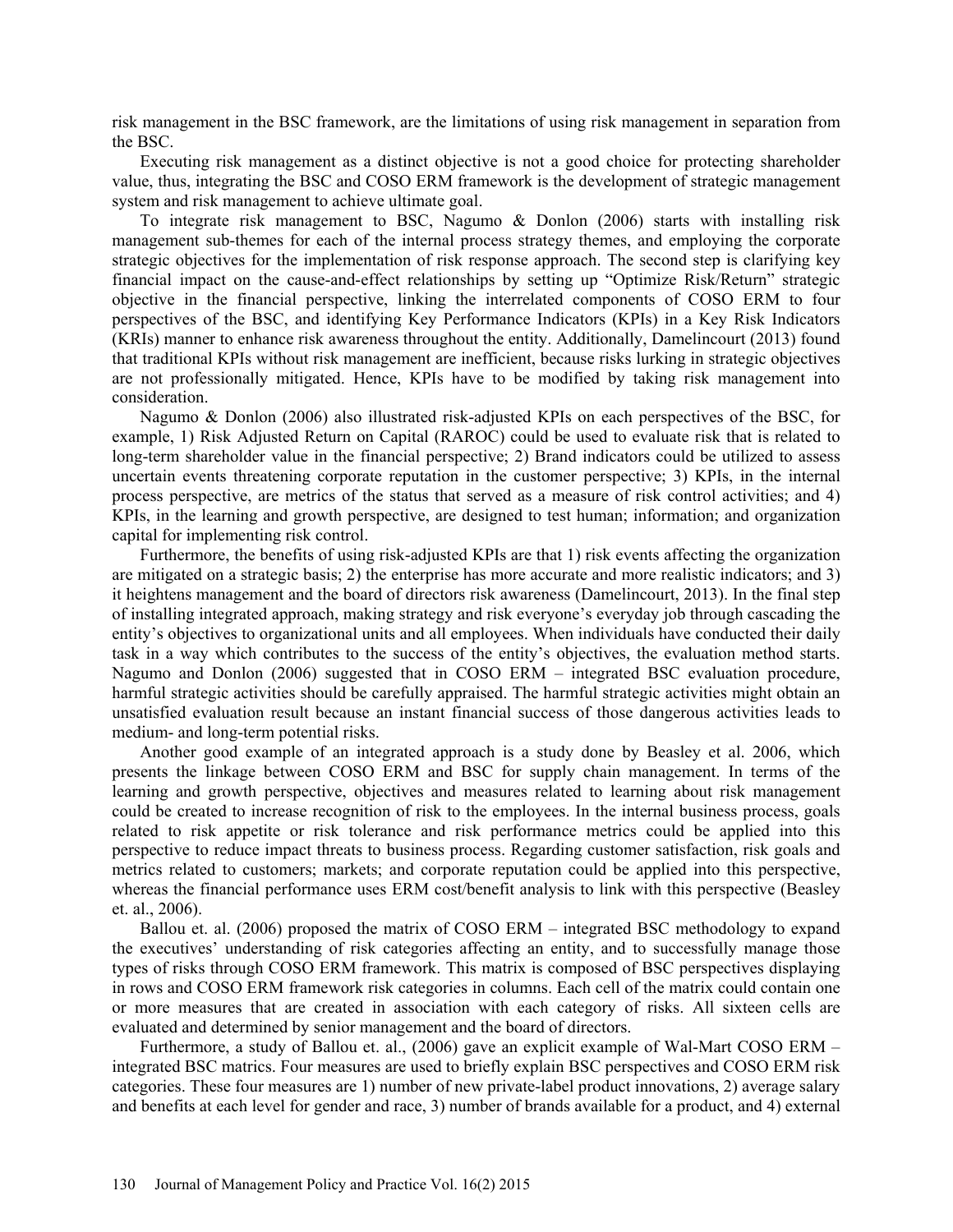risk management in the BSC framework, are the limitations of using risk management in separation from the BSC.

Executing risk management as a distinct objective is not a good choice for protecting shareholder value, thus, integrating the BSC and COSO ERM framework is the development of strategic management system and risk management to achieve ultimate goal.

To integrate risk management to BSC, Nagumo & Donlon (2006) starts with installing risk management sub-themes for each of the internal process strategy themes, and employing the corporate strategic objectives for the implementation of risk response approach. The second step is clarifying key financial impact on the cause-and-effect relationships by setting up "Optimize Risk/Return" strategic objective in the financial perspective, linking the interrelated components of COSO ERM to four perspectives of the BSC, and identifying Key Performance Indicators (KPIs) in a Key Risk Indicators (KRIs) manner to enhance risk awareness throughout the entity. Additionally, Damelincourt (2013) found that traditional KPIs without risk management are inefficient, because risks lurking in strategic objectives are not professionally mitigated. Hence, KPIs have to be modified by taking risk management into consideration.

Nagumo & Donlon (2006) also illustrated risk-adjusted KPIs on each perspectives of the BSC, for example, 1) Risk Adjusted Return on Capital (RAROC) could be used to evaluate risk that is related to long-term shareholder value in the financial perspective; 2) Brand indicators could be utilized to assess uncertain events threatening corporate reputation in the customer perspective; 3) KPIs, in the internal process perspective, are metrics of the status that served as a measure of risk control activities; and 4) KPIs, in the learning and growth perspective, are designed to test human; information; and organization capital for implementing risk control.

Furthermore, the benefits of using risk-adjusted KPIs are that 1) risk events affecting the organization are mitigated on a strategic basis; 2) the enterprise has more accurate and more realistic indicators; and 3) it heightens management and the board of directors risk awareness (Damelincourt, 2013). In the final step of installing integrated approach, making strategy and risk everyone's everyday job through cascading the entity's objectives to organizational units and all employees. When individuals have conducted their daily task in a way which contributes to the success of the entity's objectives, the evaluation method starts. Nagumo and Donlon (2006) suggested that in COSO ERM – integrated BSC evaluation procedure, harmful strategic activities should be carefully appraised. The harmful strategic activities might obtain an unsatisfied evaluation result because an instant financial success of those dangerous activities leads to medium- and long-term potential risks.

Another good example of an integrated approach is a study done by Beasley et al. 2006, which presents the linkage between COSO ERM and BSC for supply chain management. In terms of the learning and growth perspective, objectives and measures related to learning about risk management could be created to increase recognition of risk to the employees. In the internal business process, goals related to risk appetite or risk tolerance and risk performance metrics could be applied into this perspective to reduce impact threats to business process. Regarding customer satisfaction, risk goals and metrics related to customers; markets; and corporate reputation could be applied into this perspective, whereas the financial performance uses ERM cost/benefit analysis to link with this perspective (Beasley et. al., 2006).

Ballou et. al. (2006) proposed the matrix of COSO ERM – integrated BSC methodology to expand the executives' understanding of risk categories affecting an entity, and to successfully manage those types of risks through COSO ERM framework. This matrix is composed of BSC perspectives displaying in rows and COSO ERM framework risk categories in columns. Each cell of the matrix could contain one or more measures that are created in association with each category of risks. All sixteen cells are evaluated and determined by senior management and the board of directors.

Furthermore, a study of Ballou et. al., (2006) gave an explicit example of Wal-Mart COSO ERM – integrated BSC matrics. Four measures are used to briefly explain BSC perspectives and COSO ERM risk categories. These four measures are 1) number of new private-label product innovations, 2) average salary and benefits at each level for gender and race, 3) number of brands available for a product, and 4) external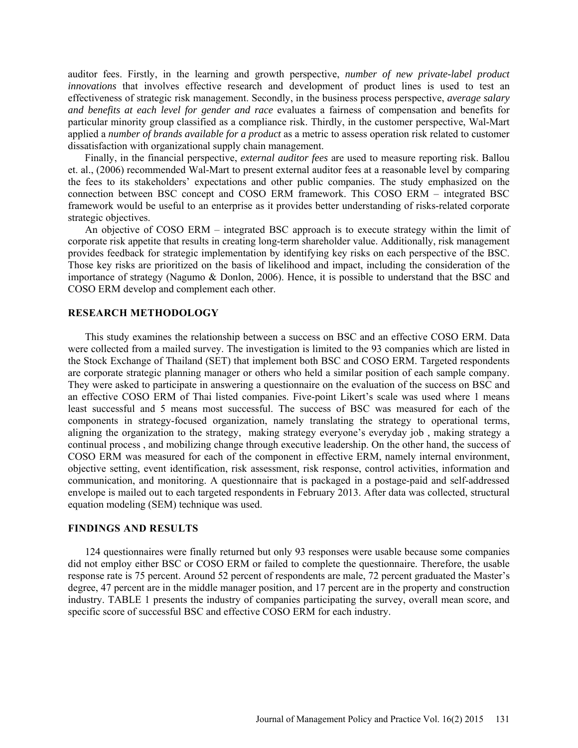auditor fees. Firstly, in the learning and growth perspective, *number of new private-label product innovations* that involves effective research and development of product lines is used to test an effectiveness of strategic risk management. Secondly, in the business process perspective, *average salary and benefits at each level for gender and race* evaluates a fairness of compensation and benefits for particular minority group classified as a compliance risk. Thirdly, in the customer perspective, Wal-Mart applied a *number of brands available for a product* as a metric to assess operation risk related to customer dissatisfaction with organizational supply chain management.

Finally, in the financial perspective, *external auditor fees* are used to measure reporting risk. Ballou et. al., (2006) recommended Wal-Mart to present external auditor fees at a reasonable level by comparing the fees to its stakeholders' expectations and other public companies. The study emphasized on the connection between BSC concept and COSO ERM framework. This COSO ERM – integrated BSC framework would be useful to an enterprise as it provides better understanding of risks-related corporate strategic objectives.

An objective of COSO ERM – integrated BSC approach is to execute strategy within the limit of corporate risk appetite that results in creating long-term shareholder value. Additionally, risk management provides feedback for strategic implementation by identifying key risks on each perspective of the BSC. Those key risks are prioritized on the basis of likelihood and impact, including the consideration of the importance of strategy (Nagumo & Donlon, 2006). Hence, it is possible to understand that the BSC and COSO ERM develop and complement each other.

## RESEARCH METHODOLOGY

This study examines the relationship between a success on BSC and an effective COSO ERM. Data were collected from a mailed survey. The investigation is limited to the 93 companies which are listed in the Stock Exchange of Thailand (SET) that implement both BSC and COSO ERM. Targeted respondents are corporate strategic planning manager or others who held a similar position of each sample company. They were asked to participate in answering a questionnaire on the evaluation of the success on BSC and an effective COSO ERM of Thai listed companies. Five-point Likert's scale was used where 1 means least successful and 5 means most successful. The success of BSC was measured for each of the components in strategy-focused organization, namely translating the strategy to operational terms, aligning the organization to the strategy, making strategy everyone's everyday job , making strategy a continual process , and mobilizing change through executive leadership. On the other hand, the success of COSO ERM was measured for each of the component in effective ERM, namely internal environment, objective setting, event identification, risk assessment, risk response, control activities, information and communication, and monitoring. A questionnaire that is packaged in a postage-paid and self-addressed envelope is mailed out to each targeted respondents in February 2013. After data was collected, structural equation modeling (SEM) technique was used.

## FINDINGS AND RESULTS

124 questionnaires were finally returned but only 93 responses were usable because some companies did not employ either BSC or COSO ERM or failed to complete the questionnaire. Therefore, the usable response rate is 75 percent. Around 52 percent of respondents are male, 72 percent graduated the Master's degree, 47 percent are in the middle manager position, and 17 percent are in the property and construction industry. TABLE 1 presents the industry of companies participating the survey, overall mean score, and specific score of successful BSC and effective COSO ERM for each industry.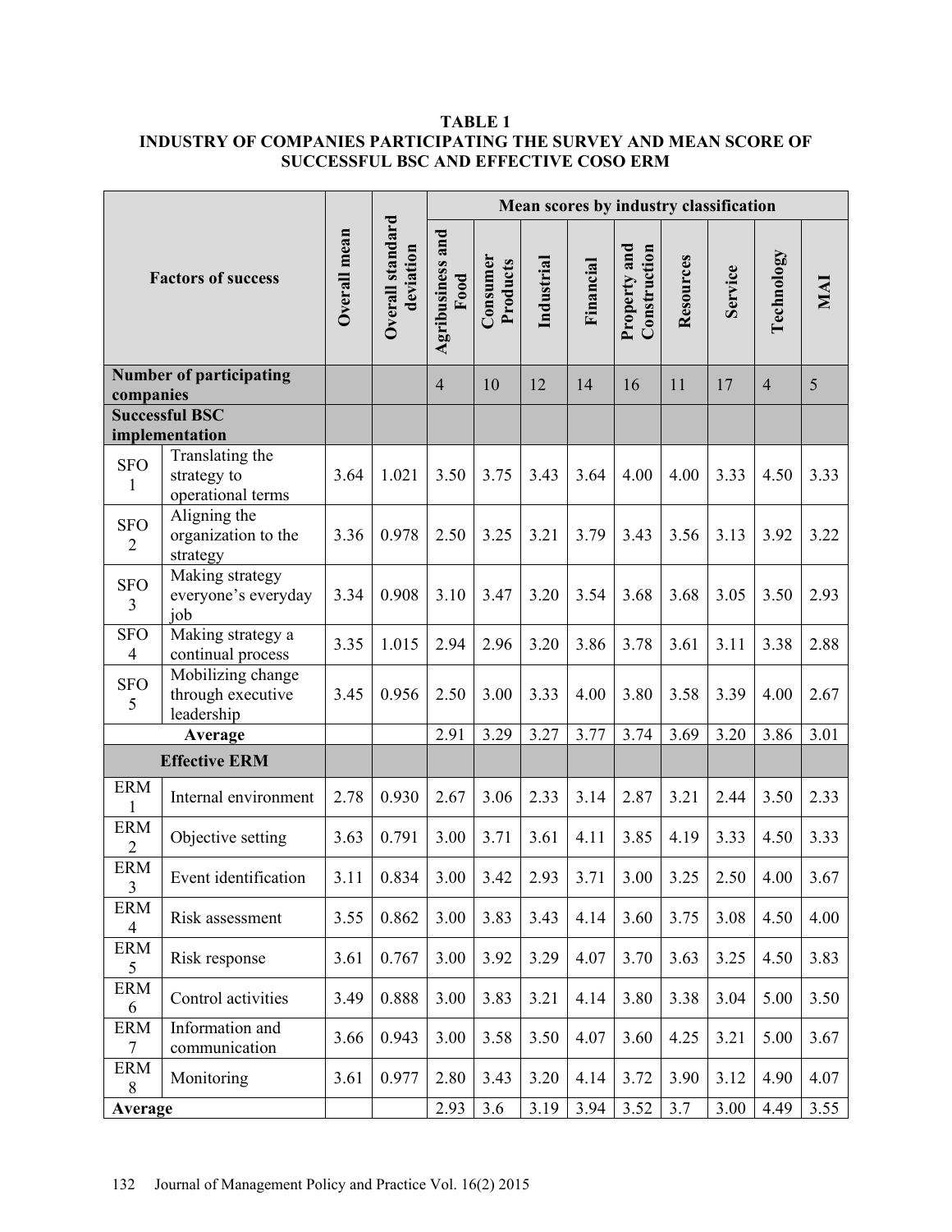**TABLE 1**
**INDUSTRY OF COMPANIES PARTICIPATING THE SURVEY AND MEAN SCORE OF SUCCESSFUL BSC AND EFFECTIVE COSO ERM**

| Factors of success | | Overall mean | Overall standard deviation | Mean scores by industry classification | | | | | | | | |
|---|---|---|---|---|---|---|---|---|---|---|---|---|
| | | | | Agribusiness and Food | Consumer Products | Industrial | Financial | Property and Construction | Resources | Service | Technology | MAI |
| **Number of participating companies** | | | | 4 | 10 | 12 | 14 | 16 | 11 | 17 | 4 | 5 |
| **Successful BSC implementation** | | | | | | | | | | | | |
| SFO 1 | Translating the strategy to operational terms | 3.64 | 1.021 | 3.50 | 3.75 | 3.43 | 3.64 | 4.00 | 4.00 | 3.33 | 4.50 | 3.33 |
| SFO 2 | Aligning the organization to the strategy | 3.36 | 0.978 | 2.50 | 3.25 | 3.21 | 3.79 | 3.43 | 3.56 | 3.13 | 3.92 | 3.22 |
| SFO 3 | Making strategy everyone's everyday job | 3.34 | 0.908 | 3.10 | 3.47 | 3.20 | 3.54 | 3.68 | 3.68 | 3.05 | 3.50 | 2.93 |
| SFO 4 | Making strategy a continual process | 3.35 | 1.015 | 2.94 | 2.96 | 3.20 | 3.86 | 3.78 | 3.61 | 3.11 | 3.38 | 2.88 |
| SFO 5 | Mobilizing change through executive leadership | 3.45 | 0.956 | 2.50 | 3.00 | 3.33 | 4.00 | 3.80 | 3.58 | 3.39 | 4.00 | 2.67 |
| **Average** | | | | 2.91 | 3.29 | 3.27 | 3.77 | 3.74 | 3.69 | 3.20 | 3.86 | 3.01 |
| **Effective ERM** | | | | | | | | | | | | |
| ERM 1 | Internal environment | 2.78 | 0.930 | 2.67 | 3.06 | 2.33 | 3.14 | 2.87 | 3.21 | 2.44 | 3.50 | 2.33 |
| ERM 2 | Objective setting | 3.63 | 0.791 | 3.00 | 3.71 | 3.61 | 4.11 | 3.85 | 4.19 | 3.33 | 4.50 | 3.33 |
| ERM 3 | Event identification | 3.11 | 0.834 | 3.00 | 3.42 | 2.93 | 3.71 | 3.00 | 3.25 | 2.50 | 4.00 | 3.67 |
| ERM 4 | Risk assessment | 3.55 | 0.862 | 3.00 | 3.83 | 3.43 | 4.14 | 3.60 | 3.75 | 3.08 | 4.50 | 4.00 |
| ERM 5 | Risk response | 3.61 | 0.767 | 3.00 | 3.92 | 3.29 | 4.07 | 3.70 | 3.63 | 3.25 | 4.50 | 3.83 |
| ERM 6 | Control activities | 3.49 | 0.888 | 3.00 | 3.83 | 3.21 | 4.14 | 3.80 | 3.38 | 3.04 | 5.00 | 3.50 |
| ERM 7 | Information and communication | 3.66 | 0.943 | 3.00 | 3.58 | 3.50 | 4.07 | 3.60 | 4.25 | 3.21 | 5.00 | 3.67 |
| ERM 8 | Monitoring | 3.61 | 0.977 | 2.80 | 3.43 | 3.20 | 4.14 | 3.72 | 3.90 | 3.12 | 4.90 | 4.07 |
| **Average** | | | | 2.93 | 3.6 | 3.19 | 3.94 | 3.52 | 3.7 | 3.00 | 4.49 | 3.55 |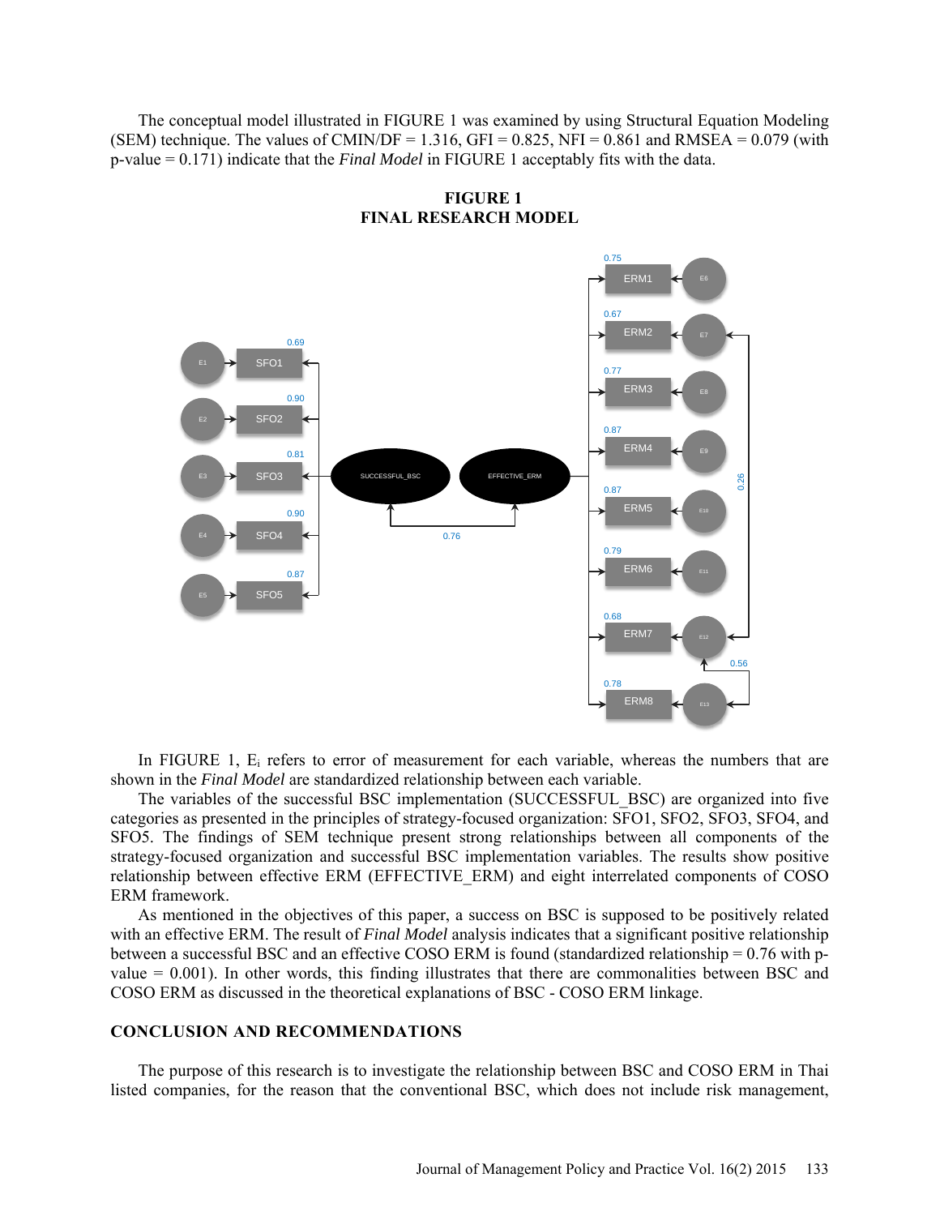The conceptual model illustrated in FIGURE 1 was examined by using Structural Equation Modeling (SEM) technique. The values of CMIN/DF = 1.316, GFI = 0.825, NFI = 0.861 and RMSEA = 0.079 (with p-value = 0.171) indicate that the *Final Model* in FIGURE 1 acceptably fits with the data.

**FIGURE 1**
**FINAL RESEARCH MODEL**

In FIGURE 1, $E_i$ refers to error of measurement for each variable, whereas the numbers that are shown in the *Final Model* are standardized relationship between each variable.

The variables of the successful BSC implementation (SUCCESSFUL_BSC) are organized into five categories as presented in the principles of strategy-focused organization: SFO1, SFO2, SFO3, SFO4, and SFO5. The findings of SEM technique present strong relationships between all components of the strategy-focused organization and successful BSC implementation variables. The results show positive relationship between effective ERM (EFFECTIVE_ERM) and eight interrelated components of COSO ERM framework.

As mentioned in the objectives of this paper, a success on BSC is supposed to be positively related with an effective ERM. The result of *Final Model* analysis indicates that a significant positive relationship between a successful BSC and an effective COSO ERM is found (standardized relationship = 0.76 with p-value = 0.001). In other words, this finding illustrates that there are commonalities between BSC and COSO ERM as discussed in the theoretical explanations of BSC - COSO ERM linkage.

## CONCLUSION AND RECOMMENDATIONS

The purpose of this research is to investigate the relationship between BSC and COSO ERM in Thai listed companies, for the reason that the conventional BSC, which does not include risk management,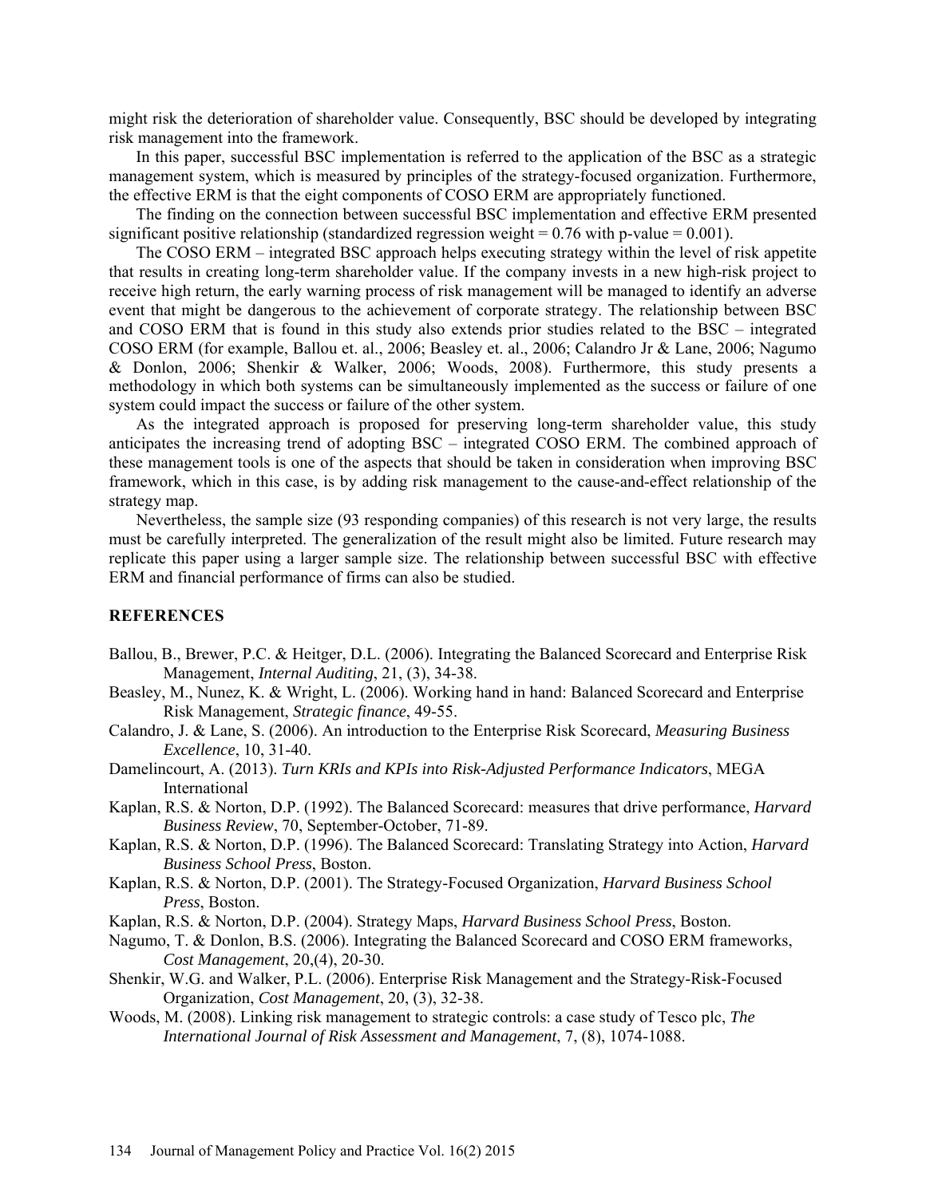might risk the deterioration of shareholder value. Consequently, BSC should be developed by integrating risk management into the framework.

In this paper, successful BSC implementation is referred to the application of the BSC as a strategic management system, which is measured by principles of the strategy-focused organization. Furthermore, the effective ERM is that the eight components of COSO ERM are appropriately functioned.

The finding on the connection between successful BSC implementation and effective ERM presented significant positive relationship (standardized regression weight = 0.76 with p-value = 0.001).

The COSO ERM – integrated BSC approach helps executing strategy within the level of risk appetite that results in creating long-term shareholder value. If the company invests in a new high-risk project to receive high return, the early warning process of risk management will be managed to identify an adverse event that might be dangerous to the achievement of corporate strategy. The relationship between BSC and COSO ERM that is found in this study also extends prior studies related to the BSC – integrated COSO ERM (for example, Ballou et. al., 2006; Beasley et. al., 2006; Calandro Jr & Lane, 2006; Nagumo & Donlon, 2006; Shenkir & Walker, 2006; Woods, 2008). Furthermore, this study presents a methodology in which both systems can be simultaneously implemented as the success or failure of one system could impact the success or failure of the other system.

As the integrated approach is proposed for preserving long-term shareholder value, this study anticipates the increasing trend of adopting BSC – integrated COSO ERM. The combined approach of these management tools is one of the aspects that should be taken in consideration when improving BSC framework, which in this case, is by adding risk management to the cause-and-effect relationship of the strategy map.

Nevertheless, the sample size (93 responding companies) of this research is not very large, the results must be carefully interpreted. The generalization of the result might also be limited. Future research may replicate this paper using a larger sample size. The relationship between successful BSC with effective ERM and financial performance of firms can also be studied.

## REFERENCES

Ballou, B., Brewer, P.C. & Heitger, D.L. (2006). Integrating the Balanced Scorecard and Enterprise Risk Management, *Internal Auditing*, 21, (3), 34-38.

Beasley, M., Nunez, K. & Wright, L. (2006). Working hand in hand: Balanced Scorecard and Enterprise Risk Management, *Strategic finance*, 49-55.

Calandro, J. & Lane, S. (2006). An introduction to the Enterprise Risk Scorecard, *Measuring Business Excellence*, 10, 31-40.

Damelincourt, A. (2013). *Turn KRIs and KPIs into Risk-Adjusted Performance Indicators*, MEGA International

Kaplan, R.S. & Norton, D.P. (1992). The Balanced Scorecard: measures that drive performance, *Harvard Business Review*, 70, September-October, 71-89.

Kaplan, R.S. & Norton, D.P. (1996). The Balanced Scorecard: Translating Strategy into Action, *Harvard Business School Press*, Boston.

Kaplan, R.S. & Norton, D.P. (2001). The Strategy-Focused Organization, *Harvard Business School Press*, Boston.

Kaplan, R.S. & Norton, D.P. (2004). Strategy Maps, *Harvard Business School Press*, Boston.

Nagumo, T. & Donlon, B.S. (2006). Integrating the Balanced Scorecard and COSO ERM frameworks, *Cost Management*, 20,(4), 20-30.

Shenkir, W.G. and Walker, P.L. (2006). Enterprise Risk Management and the Strategy-Risk-Focused Organization, *Cost Management*, 20, (3), 32-38.

Woods, M. (2008). Linking risk management to strategic controls: a case study of Tesco plc, *The International Journal of Risk Assessment and Management*, 7, (8), 1074-1088.